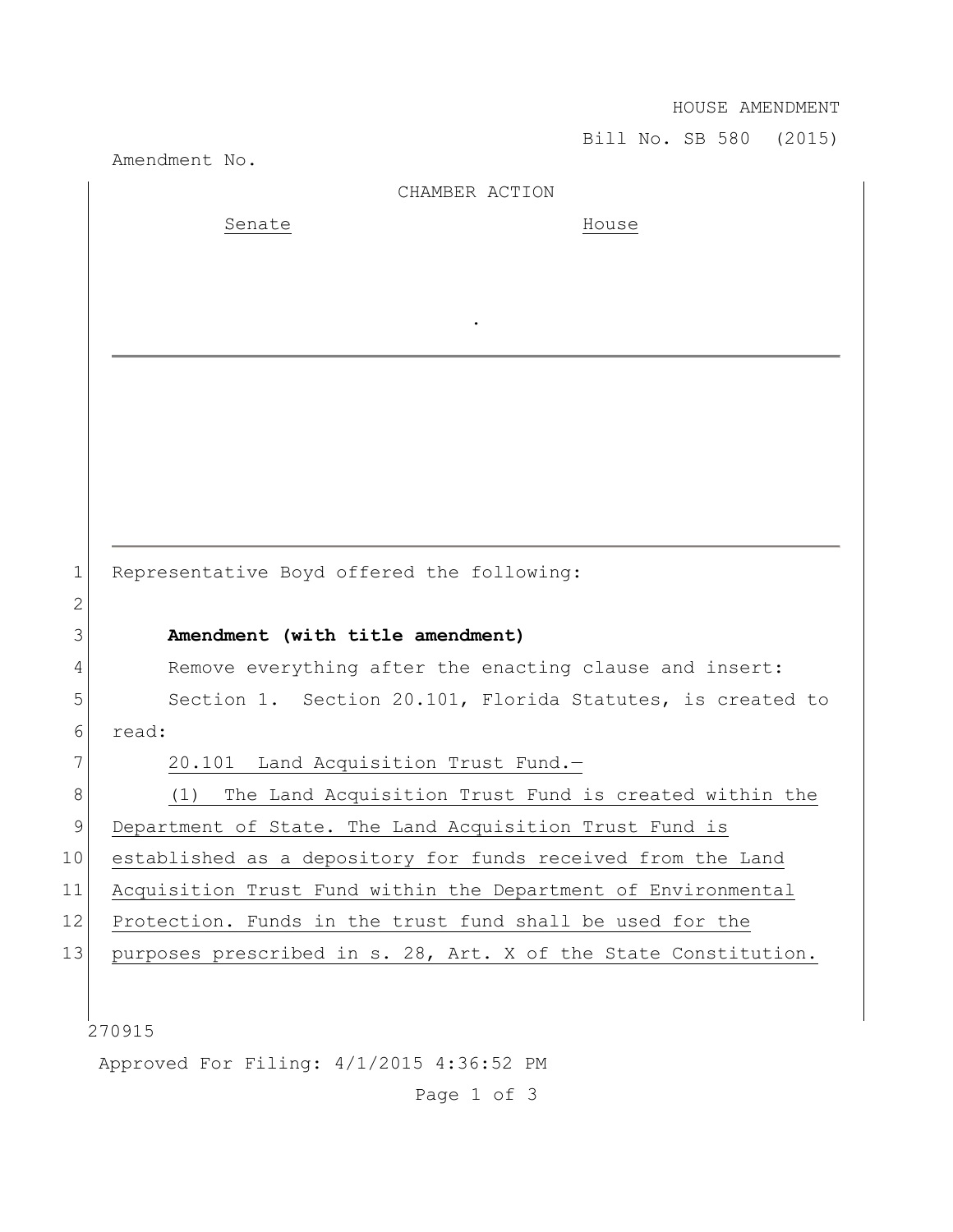HOUSE AMENDMENT

Bill No. SB 580 (2015)

Amendment No.

CHAMBER ACTION

| Senate | House |
|---|---|
| | |

.

Representative Boyd offered the following:

**Amendment (with title amendment)**

Remove everything after the enacting clause and insert:

Section 1. Section 20.101, Florida Statutes, is created to read:

20.101 Land Acquisition Trust Fund.—

(1) The Land Acquisition Trust Fund is created within the Department of State. The Land Acquisition Trust Fund is established as a depository for funds received from the Land Acquisition Trust Fund within the Department of Environmental Protection. Funds in the trust fund shall be used for the purposes prescribed in s. 28, Art. X of the State Constitution.

270915

Approved For Filing: 4/1/2015 4:36:52 PM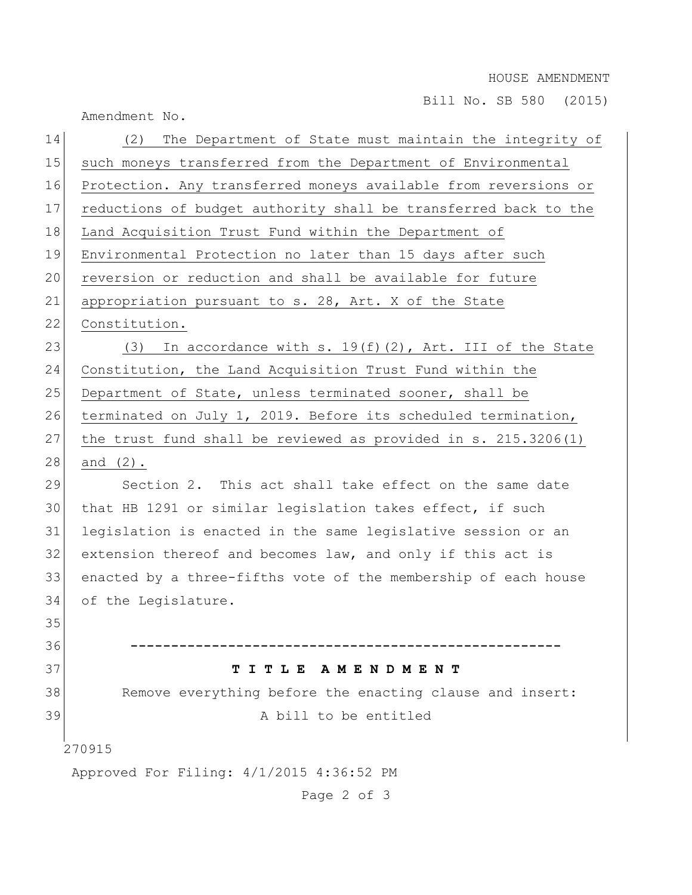(2) The Department of State must maintain the integrity of such moneys transferred from the Department of Environmental Protection. Any transferred moneys available from reversions or reductions of budget authority shall be transferred back to the Land Acquisition Trust Fund within the Department of Environmental Protection no later than 15 days after such reversion or reduction and shall be available for future appropriation pursuant to s. 28, Art. X of the State Constitution.

(3) In accordance with s. 19(f)(2), Art. III of the State Constitution, the Land Acquisition Trust Fund within the Department of State, unless terminated sooner, shall be terminated on July 1, 2019. Before its scheduled termination, the trust fund shall be reviewed as provided in s. 215.3206(1) and (2).

Section 2. This act shall take effect on the same date that HB 1291 or similar legislation takes effect, if such legislation is enacted in the same legislative session or an extension thereof and becomes law, and only if this act is enacted by a three-fifths vote of the membership of each house of the Legislature.

-----------------------------------------------------

**T I T L E A M E N D M E N T**

Remove everything before the enacting clause and insert:

A bill to be entitled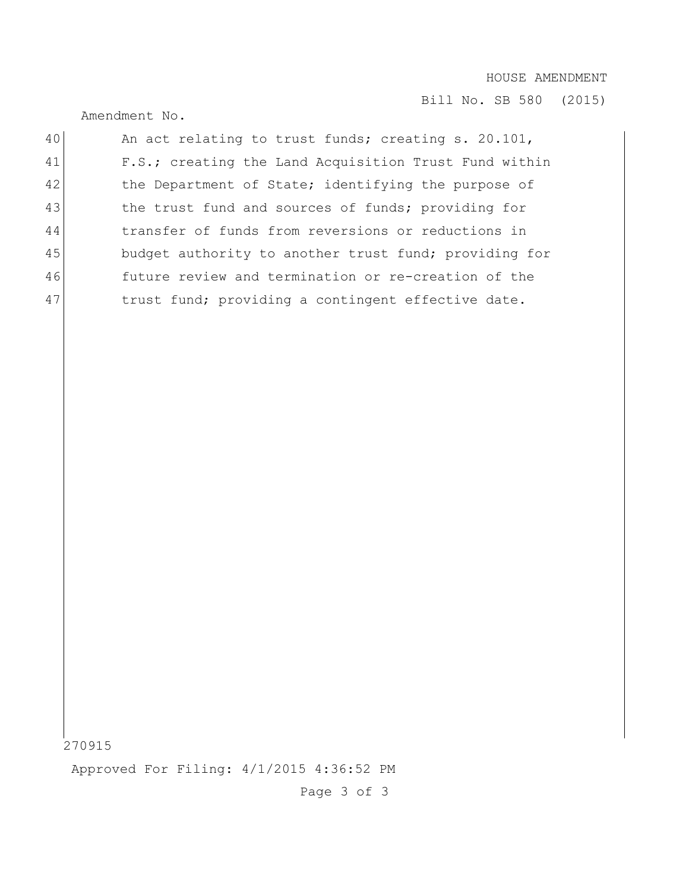HOUSE AMENDMENT

Bill No. SB 580 (2015)

Amendment No.

40 An act relating to trust funds; creating s. 20.101,
41 F.S.; creating the Land Acquisition Trust Fund within
42 the Department of State; identifying the purpose of
43 the trust fund and sources of funds; providing for
44 transfer of funds from reversions or reductions in
45 budget authority to another trust fund; providing for
46 future review and termination or re-creation of the
47 trust fund; providing a contingent effective date.

270915

Approved For Filing: 4/1/2015 4:36:52 PM